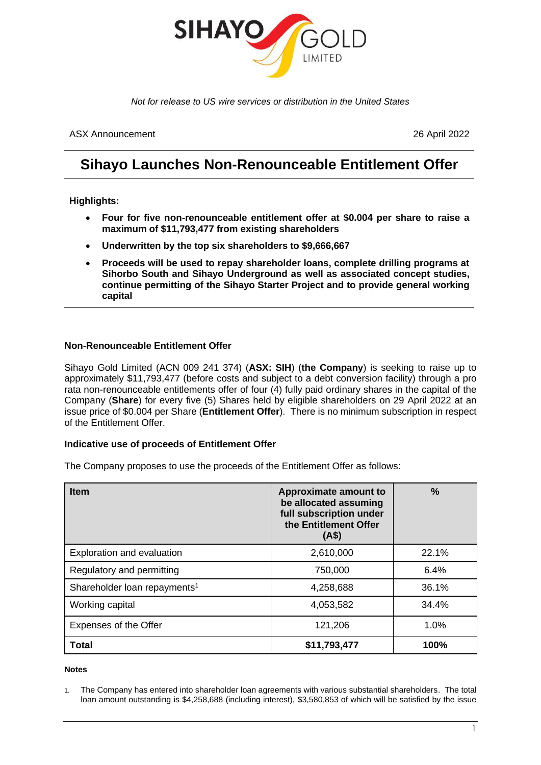*Not for release to US wire services or distribution in the United States*

ASX Announcement 26 April 2022

# Sihayo Launches Non-Renounceable Entitlement Offer

**Highlights:**

- **Four for five non-renounceable entitlement offer at $0.004 per share to raise a maximum of $11,793,477 from existing shareholders**
- **Underwritten by the top six shareholders to $9,666,667**
- **Proceeds will be used to repay shareholder loans, complete drilling programs at Sihorbo South and Sihayo Underground as well as associated concept studies, continue permitting of the Sihayo Starter Project and to provide general working capital**

### Non-Renounceable Entitlement Offer

Sihayo Gold Limited (ACN 009 241 374) (**ASX: SIH**) (**the Company**) is seeking to raise up to approximately $11,793,477 (before costs and subject to a debt conversion facility) through a pro rata non-renounceable entitlements offer of four (4) fully paid ordinary shares in the capital of the Company (**Share**) for every five (5) Shares held by eligible shareholders on 29 April 2022 at an issue price of $0.004 per Share (**Entitlement Offer**). There is no minimum subscription in respect of the Entitlement Offer.

### Indicative use of proceeds of Entitlement Offer

The Company proposes to use the proceeds of the Entitlement Offer as follows:

| Item | Approximate amount to be allocated assuming full subscription under the Entitlement Offer (A$) | % |
|---|---|---|
| Exploration and evaluation | 2,610,000 | 22.1% |
| Regulatory and permitting | 750,000 | 6.4% |
| Shareholder loan repayments[1] | 4,258,688 | 36.1% |
| Working capital | 4,053,582 | 34.4% |
| Expenses of the Offer | 121,206 | 1.0% |
| **Total** | **$11,793,477** | **100%** |

**Notes**

1. The Company has entered into shareholder loan agreements with various substantial shareholders. The total loan amount outstanding is $4,258,688 (including interest), $3,580,853 of which will be satisfied by the issue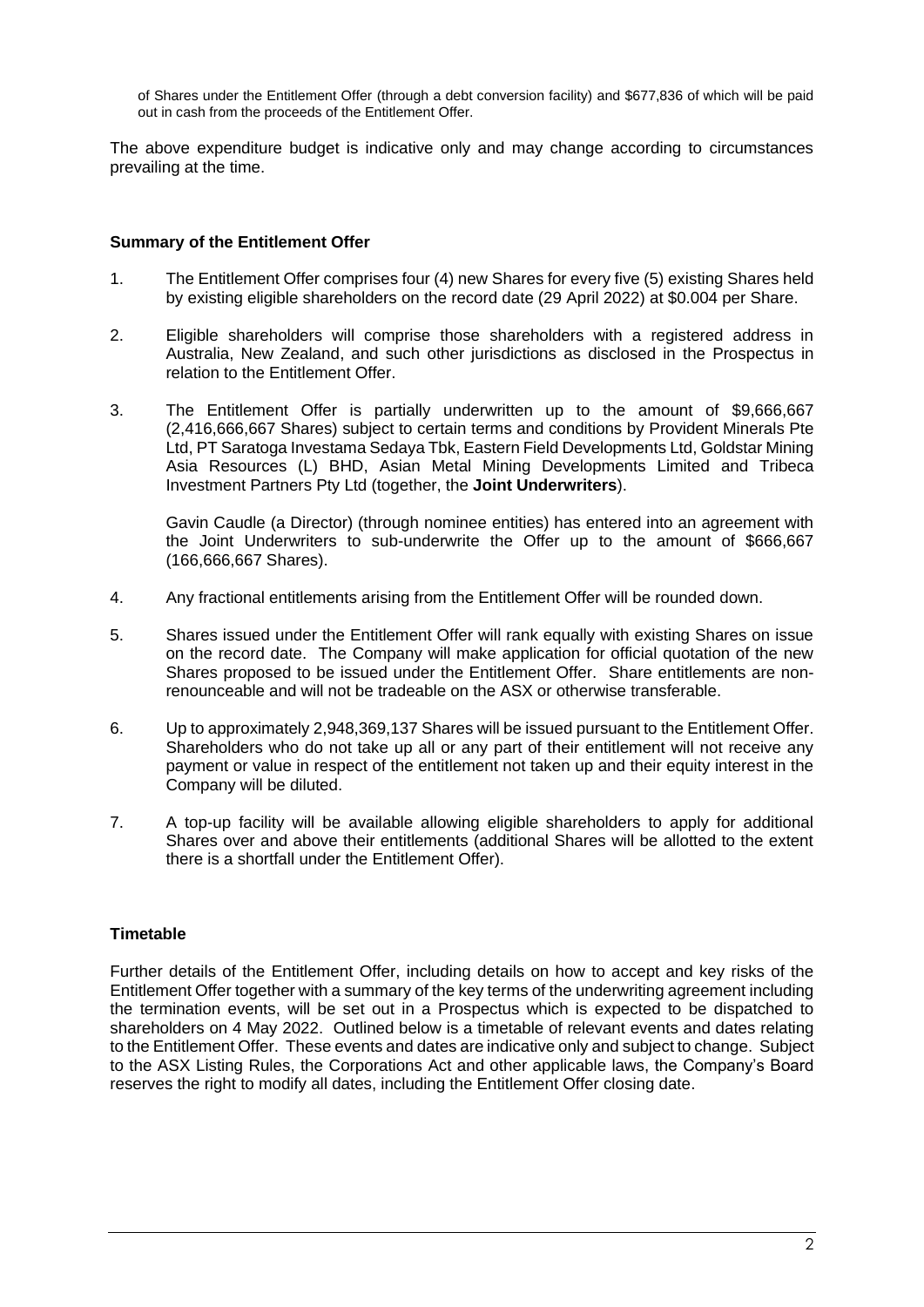of Shares under the Entitlement Offer (through a debt conversion facility) and $677,836 of which will be paid out in cash from the proceeds of the Entitlement Offer.

The above expenditure budget is indicative only and may change according to circumstances prevailing at the time.

**Summary of the Entitlement Offer**

1. The Entitlement Offer comprises four (4) new Shares for every five (5) existing Shares held by existing eligible shareholders on the record date (29 April 2022) at $0.004 per Share.

2. Eligible shareholders will comprise those shareholders with a registered address in Australia, New Zealand, and such other jurisdictions as disclosed in the Prospectus in relation to the Entitlement Offer.

3. The Entitlement Offer is partially underwritten up to the amount of $9,666,667 (2,416,666,667 Shares) subject to certain terms and conditions by Provident Minerals Pte Ltd, PT Saratoga Investama Sedaya Tbk, Eastern Field Developments Ltd, Goldstar Mining Asia Resources (L) BHD, Asian Metal Mining Developments Limited and Tribeca Investment Partners Pty Ltd (together, the **Joint Underwriters**).

   Gavin Caudle (a Director) (through nominee entities) has entered into an agreement with the Joint Underwriters to sub-underwrite the Offer up to the amount of $666,667 (166,666,667 Shares).

4. Any fractional entitlements arising from the Entitlement Offer will be rounded down.

5. Shares issued under the Entitlement Offer will rank equally with existing Shares on issue on the record date. The Company will make application for official quotation of the new Shares proposed to be issued under the Entitlement Offer. Share entitlements are non-renounceable and will not be tradeable on the ASX or otherwise transferable.

6. Up to approximately 2,948,369,137 Shares will be issued pursuant to the Entitlement Offer. Shareholders who do not take up all or any part of their entitlement will not receive any payment or value in respect of the entitlement not taken up and their equity interest in the Company will be diluted.

7. A top-up facility will be available allowing eligible shareholders to apply for additional Shares over and above their entitlements (additional Shares will be allotted to the extent there is a shortfall under the Entitlement Offer).

**Timetable**

Further details of the Entitlement Offer, including details on how to accept and key risks of the Entitlement Offer together with a summary of the key terms of the underwriting agreement including the termination events, will be set out in a Prospectus which is expected to be dispatched to shareholders on 4 May 2022. Outlined below is a timetable of relevant events and dates relating to the Entitlement Offer. These events and dates are indicative only and subject to change. Subject to the ASX Listing Rules, the Corporations Act and other applicable laws, the Company's Board reserves the right to modify all dates, including the Entitlement Offer closing date.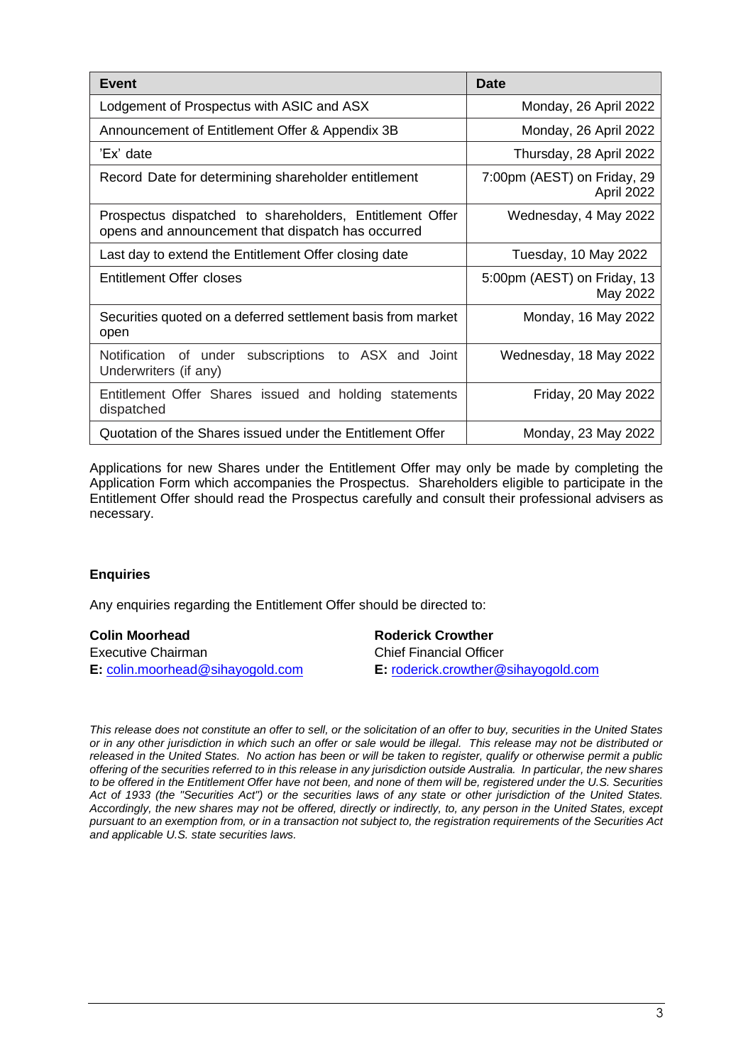| Event | Date |
|---|---|
| Lodgement of Prospectus with ASIC and ASX | Monday, 26 April 2022 |
| Announcement of Entitlement Offer & Appendix 3B | Monday, 26 April 2022 |
| 'Ex' date | Thursday, 28 April 2022 |
| Record Date for determining shareholder entitlement | 7:00pm (AEST) on Friday, 29 April 2022 |
| Prospectus dispatched to shareholders, Entitlement Offer opens and announcement that dispatch has occurred | Wednesday, 4 May 2022 |
| Last day to extend the Entitlement Offer closing date | Tuesday, 10 May 2022 |
| Entitlement Offer closes | 5:00pm (AEST) on Friday, 13 May 2022 |
| Securities quoted on a deferred settlement basis from market open | Monday, 16 May 2022 |
| Notification of under subscriptions to ASX and Joint Underwriters (if any) | Wednesday, 18 May 2022 |
| Entitlement Offer Shares issued and holding statements dispatched | Friday, 20 May 2022 |
| Quotation of the Shares issued under the Entitlement Offer | Monday, 23 May 2022 |

Applications for new Shares under the Entitlement Offer may only be made by completing the Application Form which accompanies the Prospectus. Shareholders eligible to participate in the Entitlement Offer should read the Prospectus carefully and consult their professional advisers as necessary.

**Enquiries**

Any enquiries regarding the Entitlement Offer should be directed to:

**Colin Moorhead**
Executive Chairman
**E:** colin.moorhead@sihayogold.com

**Roderick Crowther**
Chief Financial Officer
**E:** roderick.crowther@sihayogold.com

*This release does not constitute an offer to sell, or the solicitation of an offer to buy, securities in the United States or in any other jurisdiction in which such an offer or sale would be illegal. This release may not be distributed or released in the United States. No action has been or will be taken to register, qualify or otherwise permit a public offering of the securities referred to in this release in any jurisdiction outside Australia. In particular, the new shares to be offered in the Entitlement Offer have not been, and none of them will be, registered under the U.S. Securities Act of 1933 (the "Securities Act") or the securities laws of any state or other jurisdiction of the United States. Accordingly, the new shares may not be offered, directly or indirectly, to, any person in the United States, except pursuant to an exemption from, or in a transaction not subject to, the registration requirements of the Securities Act and applicable U.S. state securities laws.*